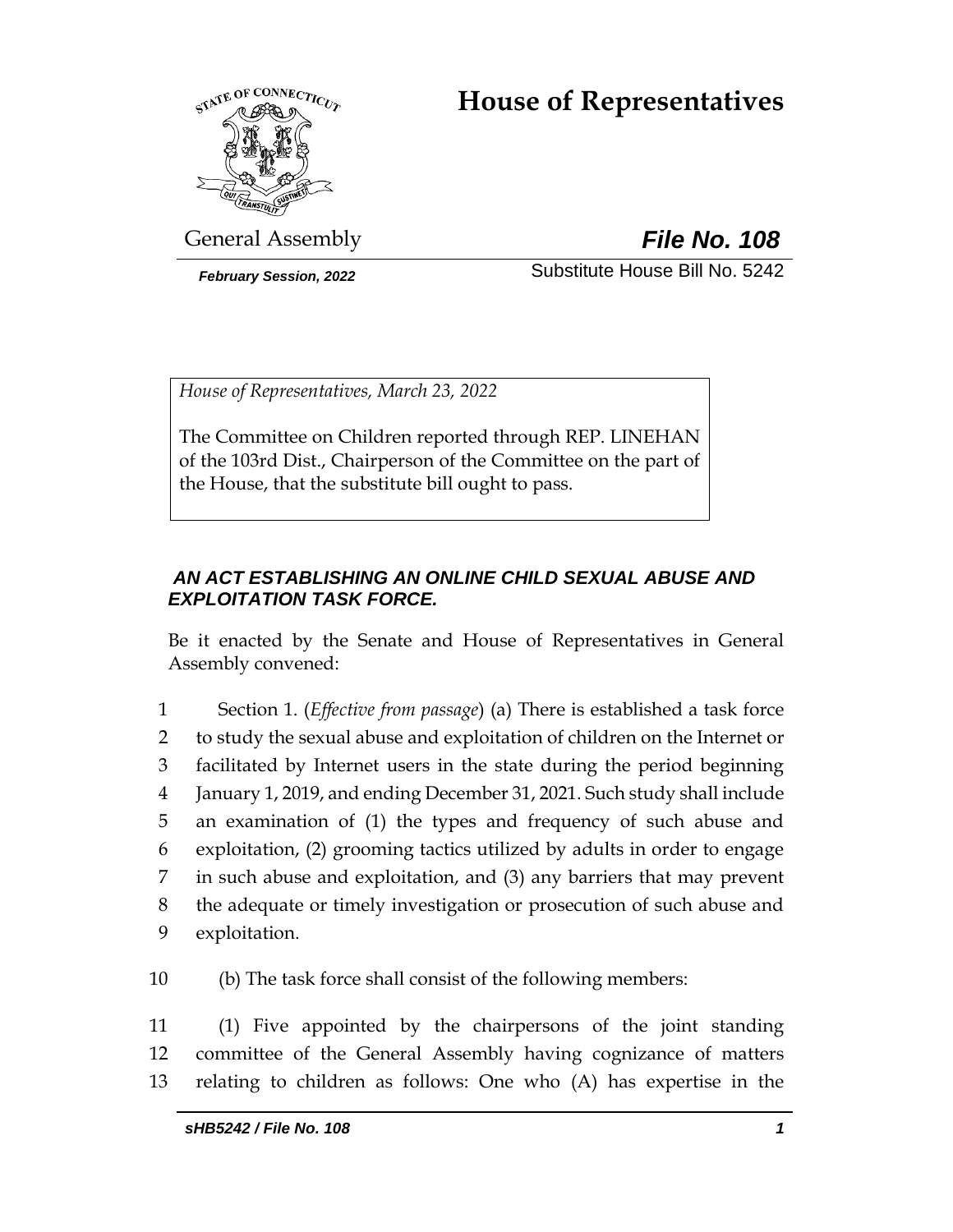# House of Representatives

General Assembly

***File No. 108***

***February Session, 2022***

Substitute House Bill No. 5242

*House of Representatives, March 23, 2022*

The Committee on Children reported through REP. LINEHAN of the 103rd Dist., Chairperson of the Committee on the part of the House, that the substitute bill ought to pass.

***AN ACT ESTABLISHING AN ONLINE CHILD SEXUAL ABUSE AND EXPLOITATION TASK FORCE.***

Be it enacted by the Senate and House of Representatives in General Assembly convened:

1 Section 1. (*Effective from passage*) (a) There is established a task force
2 to study the sexual abuse and exploitation of children on the Internet or
3 facilitated by Internet users in the state during the period beginning
4 January 1, 2019, and ending December 31, 2021. Such study shall include
5 an examination of (1) the types and frequency of such abuse and
6 exploitation, (2) grooming tactics utilized by adults in order to engage
7 in such abuse and exploitation, and (3) any barriers that may prevent
8 the adequate or timely investigation or prosecution of such abuse and
9 exploitation.

10 (b) The task force shall consist of the following members:

11 (1) Five appointed by the chairpersons of the joint standing
12 committee of the General Assembly having cognizance of matters
13 relating to children as follows: One who (A) has expertise in the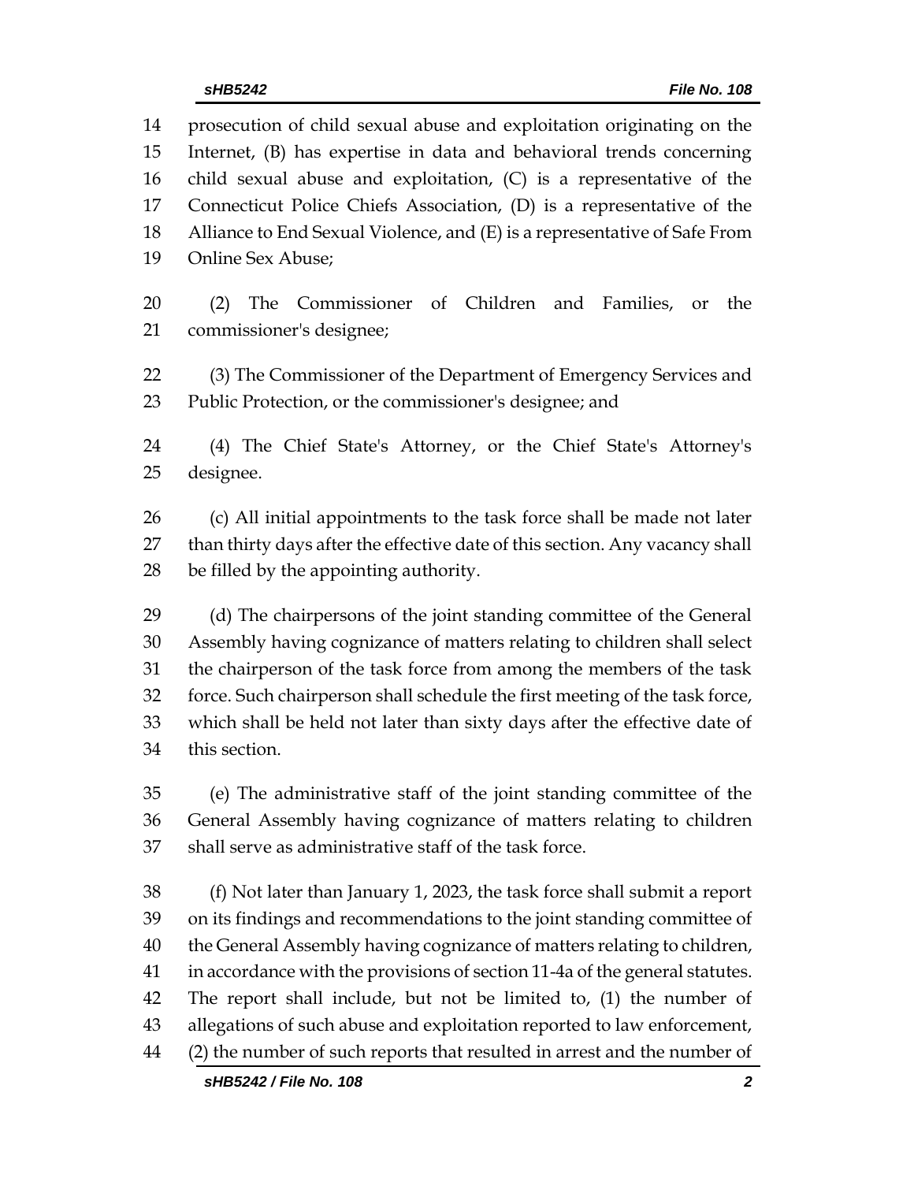prosecution of child sexual abuse and exploitation originating on the Internet, (B) has expertise in data and behavioral trends concerning child sexual abuse and exploitation, (C) is a representative of the Connecticut Police Chiefs Association, (D) is a representative of the Alliance to End Sexual Violence, and (E) is a representative of Safe From Online Sex Abuse;

(2) The Commissioner of Children and Families, or the commissioner's designee;

(3) The Commissioner of the Department of Emergency Services and Public Protection, or the commissioner's designee; and

(4) The Chief State's Attorney, or the Chief State's Attorney's designee.

(c) All initial appointments to the task force shall be made not later than thirty days after the effective date of this section. Any vacancy shall be filled by the appointing authority.

(d) The chairpersons of the joint standing committee of the General Assembly having cognizance of matters relating to children shall select the chairperson of the task force from among the members of the task force. Such chairperson shall schedule the first meeting of the task force, which shall be held not later than sixty days after the effective date of this section.

(e) The administrative staff of the joint standing committee of the General Assembly having cognizance of matters relating to children shall serve as administrative staff of the task force.

(f) Not later than January 1, 2023, the task force shall submit a report on its findings and recommendations to the joint standing committee of the General Assembly having cognizance of matters relating to children, in accordance with the provisions of section 11-4a of the general statutes. The report shall include, but not be limited to, (1) the number of allegations of such abuse and exploitation reported to law enforcement, (2) the number of such reports that resulted in arrest and the number of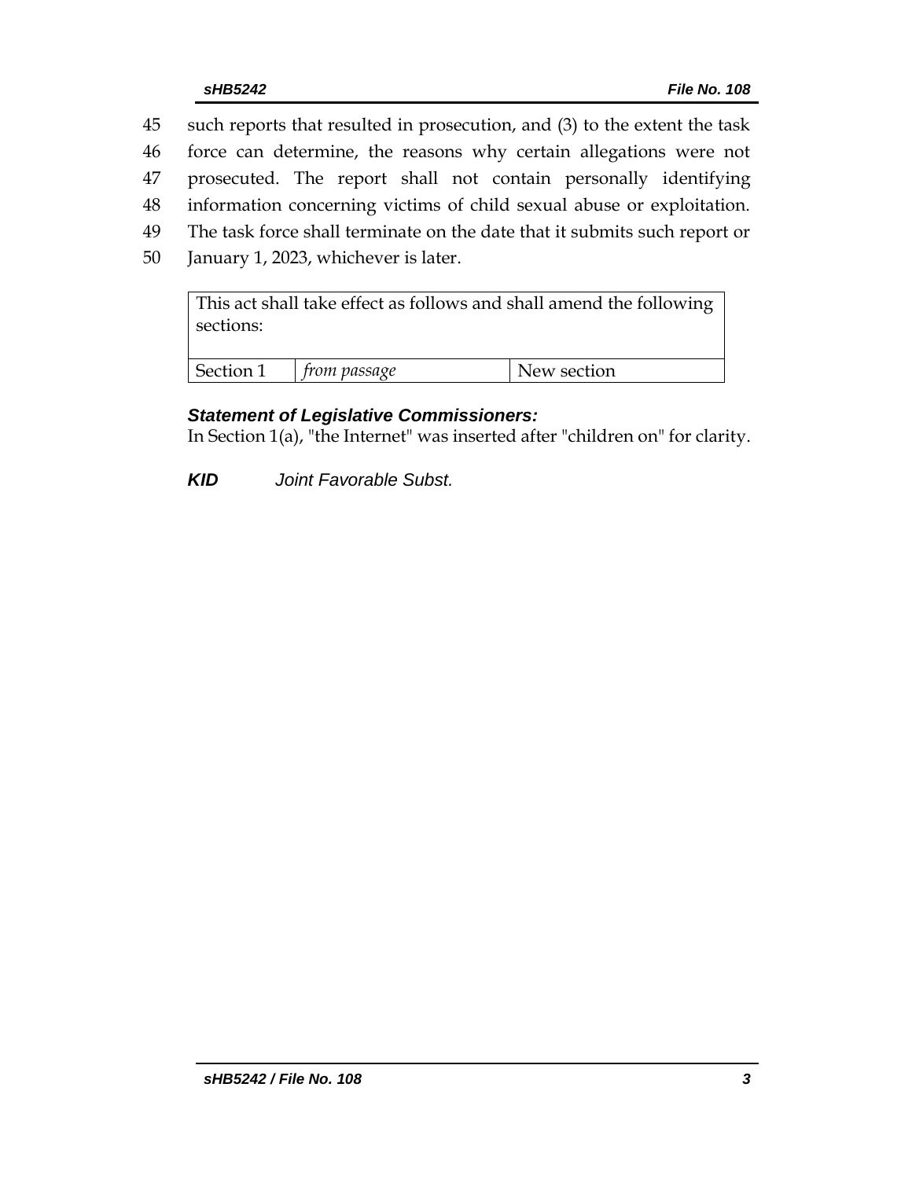such reports that resulted in prosecution, and (3) to the extent the task force can determine, the reasons why certain allegations were not prosecuted. The report shall not contain personally identifying information concerning victims of child sexual abuse or exploitation. The task force shall terminate on the date that it submits such report or January 1, 2023, whichever is later.

| This act shall take effect as follows and shall amend the following sections: | | |
|---|---|---|
| Section 1 | *from passage* | New section |

***Statement of Legislative Commissioners:***
In Section 1(a), "the Internet" was inserted after "children on" for clarity.

***KID*** *Joint Favorable Subst.*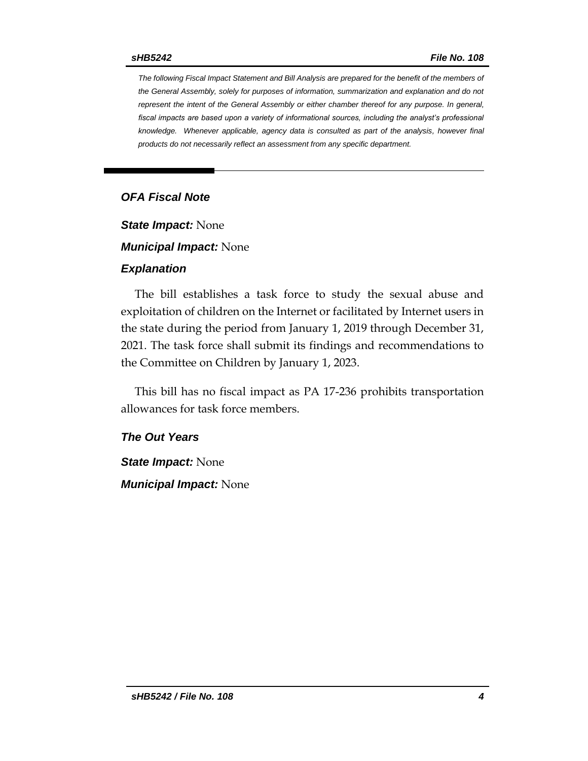*The following Fiscal Impact Statement and Bill Analysis are prepared for the benefit of the members of the General Assembly, solely for purposes of information, summarization and explanation and do not represent the intent of the General Assembly or either chamber thereof for any purpose. In general, fiscal impacts are based upon a variety of informational sources, including the analyst's professional knowledge. Whenever applicable, agency data is consulted as part of the analysis, however final products do not necessarily reflect an assessment from any specific department.*

## *OFA Fiscal Note*

***State Impact:*** None

***Municipal Impact:*** None

### *Explanation*

The bill establishes a task force to study the sexual abuse and exploitation of children on the Internet or facilitated by Internet users in the state during the period from January 1, 2019 through December 31, 2021. The task force shall submit its findings and recommendations to the Committee on Children by January 1, 2023.

This bill has no fiscal impact as PA 17-236 prohibits transportation allowances for task force members.

### *The Out Years*

***State Impact:*** None

***Municipal Impact:*** None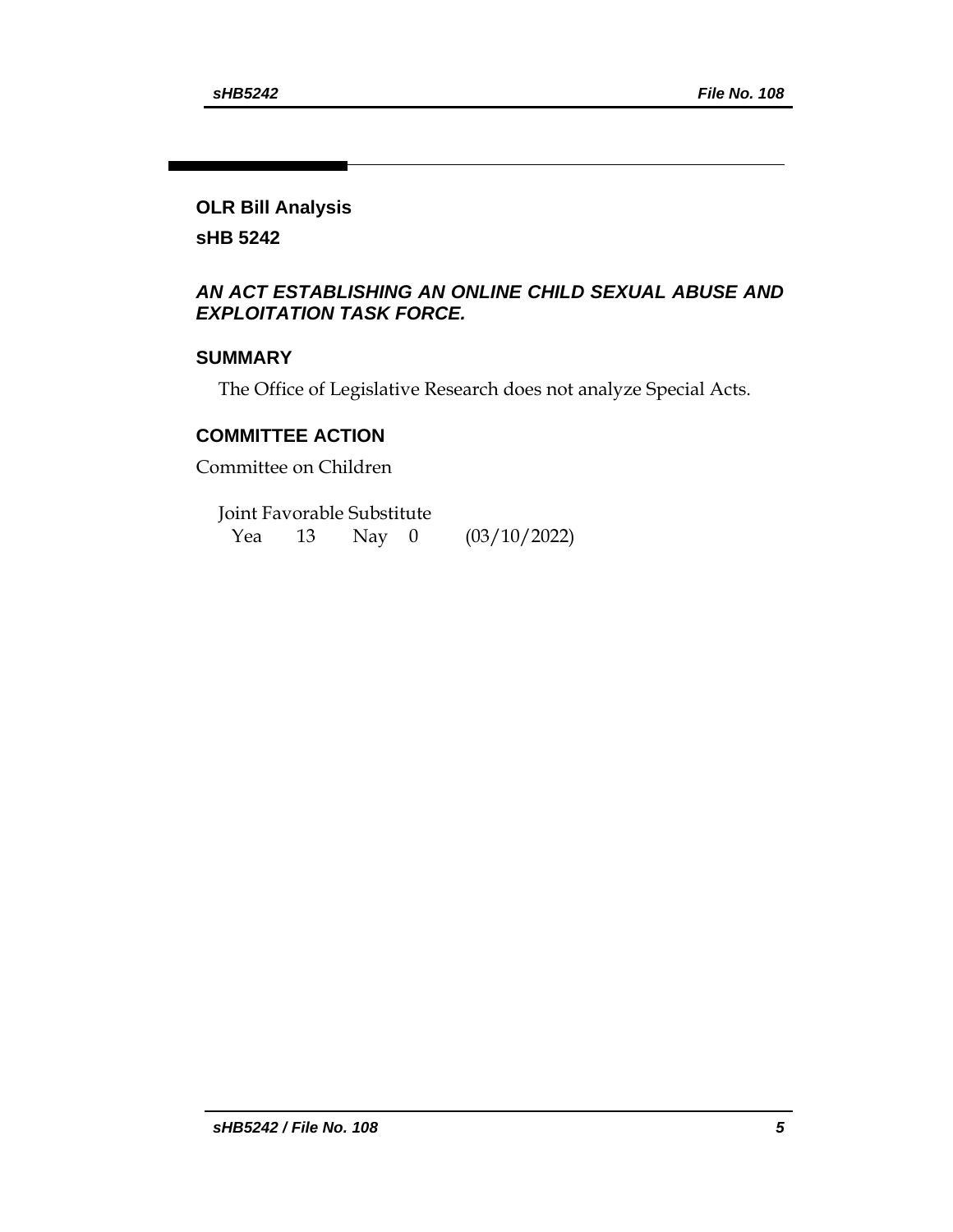## OLR Bill Analysis

**sHB 5242**

### *AN ACT ESTABLISHING AN ONLINE CHILD SEXUAL ABUSE AND EXPLOITATION TASK FORCE.*

### SUMMARY

The Office of Legislative Research does not analyze Special Acts.

### COMMITTEE ACTION

Committee on Children

Joint Favorable Substitute

| | | | | |
|---|---|---|---|---|
| Yea | 13 | Nay | 0 | (03/10/2022) |